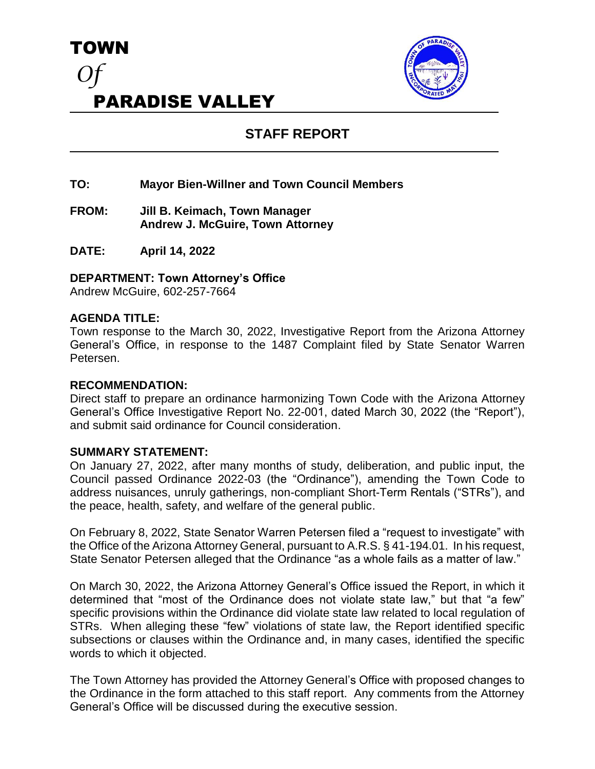# TOWN *Of* PARADISE VALLEY

## STAFF REPORT

**TO:** **Mayor Bien-Willner and Town Council Members**

**FROM:** **Jill B. Keimach, Town Manager**
**Andrew J. McGuire, Town Attorney**

**DATE:** **April 14, 2022**

**DEPARTMENT: Town Attorney's Office**
Andrew McGuire, 602-257-7664

**AGENDA TITLE:**
Town response to the March 30, 2022, Investigative Report from the Arizona Attorney General's Office, in response to the 1487 Complaint filed by State Senator Warren Petersen.

**RECOMMENDATION:**
Direct staff to prepare an ordinance harmonizing Town Code with the Arizona Attorney General's Office Investigative Report No. 22-001, dated March 30, 2022 (the "Report"), and submit said ordinance for Council consideration.

**SUMMARY STATEMENT:**
On January 27, 2022, after many months of study, deliberation, and public input, the Council passed Ordinance 2022-03 (the "Ordinance"), amending the Town Code to address nuisances, unruly gatherings, non-compliant Short-Term Rentals ("STRs"), and the peace, health, safety, and welfare of the general public.

On February 8, 2022, State Senator Warren Petersen filed a "request to investigate" with the Office of the Arizona Attorney General, pursuant to A.R.S. § 41-194.01. In his request, State Senator Petersen alleged that the Ordinance "as a whole fails as a matter of law."

On March 30, 2022, the Arizona Attorney General's Office issued the Report, in which it determined that "most of the Ordinance does not violate state law," but that "a few" specific provisions within the Ordinance did violate state law related to local regulation of STRs. When alleging these "few" violations of state law, the Report identified specific subsections or clauses within the Ordinance and, in many cases, identified the specific words to which it objected.

The Town Attorney has provided the Attorney General's Office with proposed changes to the Ordinance in the form attached to this staff report. Any comments from the Attorney General's Office will be discussed during the executive session.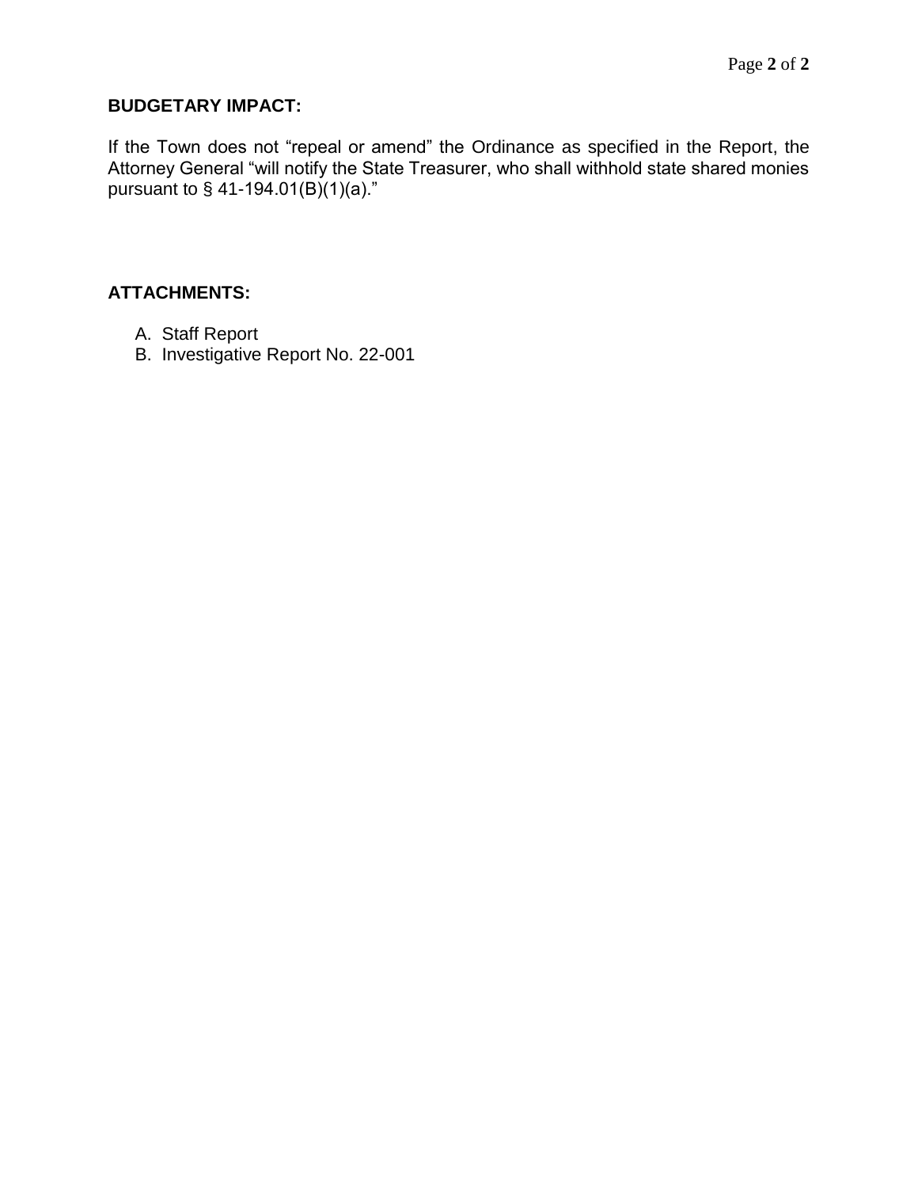**BUDGETARY IMPACT:**

If the Town does not “repeal or amend” the Ordinance as specified in the Report, the Attorney General “will notify the State Treasurer, who shall withhold state shared monies pursuant to § 41-194.01(B)(1)(a).”

**ATTACHMENTS:**

A. Staff Report
B. Investigative Report No. 22-001